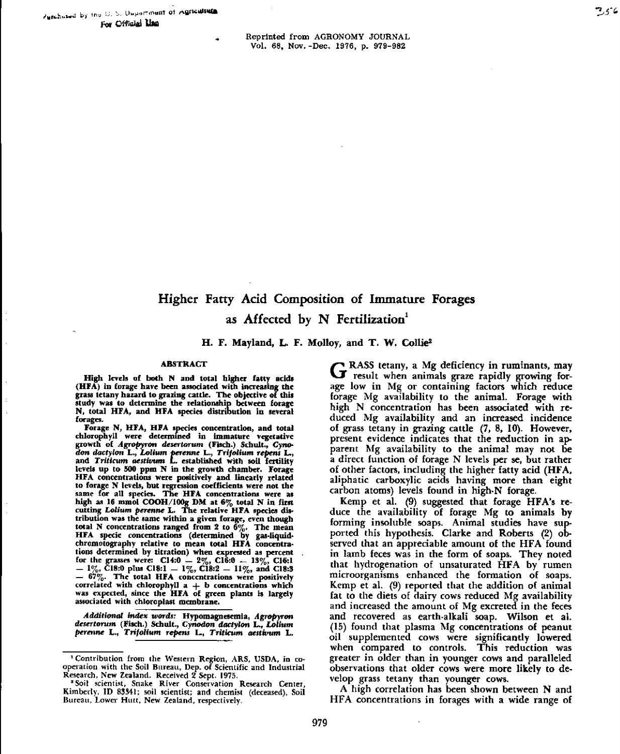Purchased by the U. S. Department of Agriculture
For Official Use

Reprinted from AGRONOMY JOURNAL
Vol. 68, Nov.-Dec. 1976, p. 979-982

# Higher Fatty Acid Composition of Immature Forages as Affected by N Fertilization[1]

**H. F. Mayland, L. F. Molloy, and T. W. Collie[2]**

## ABSTRACT

**High levels of both N and total higher fatty acids (HFA) in forage have been associated with increasing the grass tetany hazard to grazing cattle. The objective of this study was to determine the relationship between forage N, total HFA, and HFA species distribution in several forages.**

**Forage N, HFA, HFA species concentration, and total chlorophyll were determined in immature vegetative growth of *Agropyron desertorum* (Fisch.) Schult., *Cynodon dactylon* L., *Lolium perenne* L., *Trifolium repens* L., and *Triticum aestivum* L. established with soil fertility levels up to 500 ppm N in the growth chamber. Forage HFA concentrations were positively and linearly related to forage N levels, but regression coefficients were not the same for all species. The HFA concentrations were as high as 16 mmol COOH/100g DM at 6% total N in first cutting *Lolium perenne* L. The relative HFA species distribution was the same within a given forage, even though total N concentrations ranged from 2 to 6%. The mean HFA specie concentrations (determined by gas-liquid-chromotography relative to mean total HFA concentrations determined by titration) when expressed as percent for the grasses were: C14:0 — 2%, C16:0 — 13%, C16:1 — 1%, C18:0 plus C18:1 — 1%, C18:2 — 11%, and C18:3 — 67%. The total HFA concentrations were positively correlated with chlorophyll a + b concentrations which was expected, since the HFA of green plants is largely associated with chloroplast membrane.**

***Additional index words:* Hypomagnesemia, *Agropyron desertorum* (Fisch.) Schult., *Cynodon dactylon* L., *Lolium perenne* L., *Trifolium repens* L., *Triticum aestivum* L.**

[1] Contribution from the Western Region, ARS, USDA, in cooperation with the Soil Bureau, Dep. of Scientific and Industrial Research, New Zealand. Received 2 Sept. 1975.

[2] Soil scientist, Snake River Conservation Research Center, Kimberly, ID 83341; soil scientist; and chemist (deceased), Soil Bureau, Lower Hutt, New Zealand, respectively.

GRASS tetany, a Mg deficiency in ruminants, may result when animals graze rapidly growing forage low in Mg or containing factors which reduce forage Mg availability to the animal. Forage with high N concentration has been associated with reduced Mg availability and an increased incidence of grass tetany in grazing cattle (7, 8, 10). However, present evidence indicates that the reduction in apparent Mg availability to the animal may not be a direct function of forage N levels per se, but rather of other factors, including the higher fatty acid (HFA, aliphatic carboxylic acids having more than eight carbon atoms) levels found in high-N forage.

Kemp et al. (9) suggested that forage HFA's reduce the availability of forage Mg to animals by forming insoluble soaps. Animal studies have supported this hypothesis. Clarke and Roberts (2) observed that an appreciable amount of the HFA found in lamb feces was in the form of soaps. They noted that hydrogenation of unsaturated HFA by rumen microorganisms enhanced the formation of soaps. Kemp et al. (9) reported that the addition of animal fat to the diets of dairy cows reduced Mg availability and increased the amount of Mg excreted in the feces and recovered as earth-alkali soap. Wilson et al. (15) found that plasma Mg concentrations of peanut oil supplemented cows were significantly lowered when compared to controls. This reduction was greater in older than in younger cows and paralleled observations that older cows were more likely to develop grass tetany than younger cows.

A high correlation has been shown between N and HFA concentrations in forages with a wide range of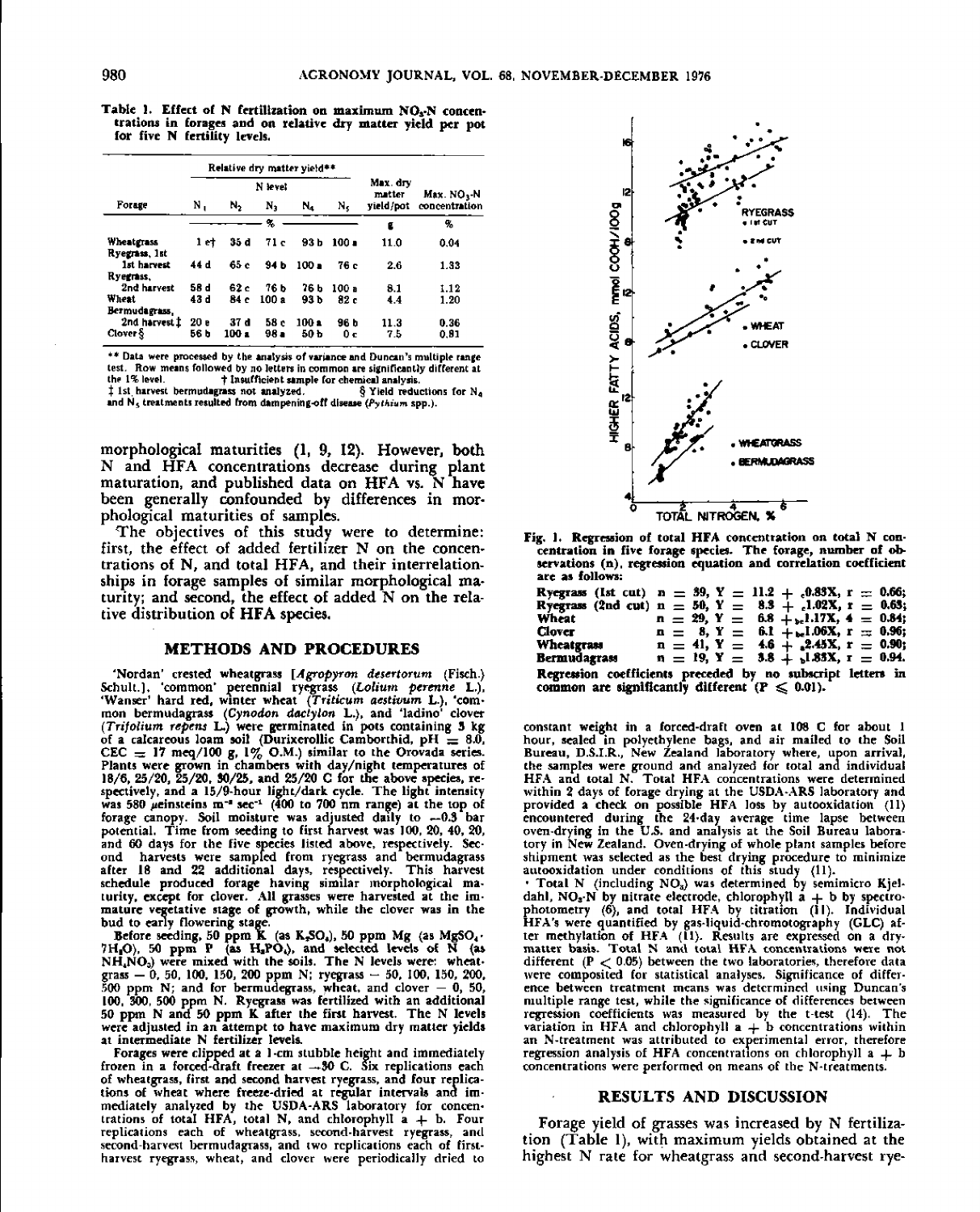Table 1. Effect of N fertilization on maximum $NO_3$-N concentrations in forages and on relative dry matter yield per pot for five N fertility levels.

| Forage | Relative dry matter yield** | | | | | Max. dry matter yield/pot | Max. $NO_3$-N concentration |
|---|---|---|---|---|---|---|---|
| | N level | | | | | | |
| | $N_1$ | $N_2$ | $N_3$ | $N_4$ | $N_5$ | | |
| | % | | | | | g | % |
| Wheatgrass | 1 e† | 35 d | 71 c | 93 b | 100 a | 11.0 | 0.04 |
| Ryegrass, 1st harvest | 44 d | 65 c | 94 b | 100 a | 76 c | 2.6 | 1.33 |
| Ryegrass, 2nd harvest | 58 d | 62 c | 76 b | 76 b | 100 a | 8.1 | 1.12 |
| Wheat | 43 d | 84 c | 100 a | 93 b | 82 c | 4.4 | 1.20 |
| Bermudagrass, 2nd harvest‡ | 20 e | 37 d | 58 c | 100 a | 96 b | 11.3 | 0.36 |
| Clover§ | 56 b | 100 a | 98 a | 50 b | 0 c | 7.5 | 0.81 |

** Data were processed by the analysis of variance and Duncan's multiple range test. Row means followed by no letters in common are significantly different at the 1% level. † Insufficient sample for chemical analysis.
‡ 1st harvest bermudagrass not analyzed. § Yield reductions for $N_4$ and $N_5$ treatments resulted from dampening-off disease (*Pythium* spp.).

morphological maturities (1, 9, 12). However, both N and HFA concentrations decrease during plant maturation, and published data on HFA vs. N have been generally confounded by differences in morphological maturities of samples.

The objectives of this study were to determine: first, the effect of added fertilizer N on the concentrations of N, and total HFA, and their interrelationships in forage samples of similar morphological maturity; and second, the effect of added N on the relative distribution of HFA species.

## METHODS AND PROCEDURES

'Nordan' crested wheatgrass [*Agropyron desertorum* (Fisch.) Schult.], 'common' perennial ryegrass (*Lolium perenne* L.), 'Wanser' hard red, winter wheat (*Triticum aestivum* L.), 'common bermudagrass (*Cynodon dactylon* L.), and 'ladino' clover (*Trifolium repens* L.) were germinated in pots containing 3 kg of a calcareous loam soil (Durixerollic Camborthid, pH = 8.0, CEC = 17 meq/100 g, 1% O.M.) similar to the Orovada series. Plants were grown in chambers with day/night temperatures of 18/6, 25/20, 25/20, 30/25, and 25/20 C for the above species, respectively, and a 15/9-hour light/dark cycle. The light intensity was 580 $\mu$einsteins $m^{-2}$ $sec^{-1}$ (400 to 700 nm range) at the top of forage canopy. Soil moisture was adjusted daily to −0.3 bar potential. Time from seeding to first harvest was 100, 20, 40, 20, and 60 days for the five species listed above, respectively. Second harvests were sampled from ryegrass and bermudagrass after 18 and 22 additional days, respectively. This harvest schedule produced forage having similar morphological maturity, except for clover. All grasses were harvested at the immature vegetative stage of growth, while the clover was in the bud to early flowering stage.

Before seeding, 50 ppm K (as $K_2SO_4$), 50 ppm Mg (as $MgSO_4 \cdot 7H_2O$), 50 ppm P (as $H_3PO_4$), and selected levels of N (as $NH_4NO_3$) were mixed with the soils. The N levels were: wheatgrass — 0, 50, 100, 150, 200 ppm N; ryegrass — 50, 100, 150, 200, 500 ppm N; and for bermudegrass, wheat, and clover — 0, 50, 100, 300, 500 ppm N. Ryegrass was fertilized with an additional 50 ppm N and 50 ppm K after the first harvest. The N levels were adjusted in an attempt to have maximum dry matter yields at intermediate N fertilizer levels.

Forages were clipped at a 1-cm stubble height and immediately frozen in a forced-draft freezer at −30 C. Six replications each of wheatgrass, first and second harvest ryegrass, and four replications of wheat where freeze-dried at regular intervals and immediately analyzed by the USDA-ARS laboratory for concentrations of total HFA, total N, and chlorophyll a + b. Four replications each of wheatgrass, second-harvest ryegrass, and second-harvest bermudagrass, and two replications each of first-harvest ryegrass, wheat, and clover were periodically dried to constant weight in a forced-draft oven at 108 C for about 1 hour, sealed in polyethylene bags, and air mailed to the Soil Bureau, D.S.I.R., New Zealand laboratory where, upon arrival, the samples were ground and analyzed for total and individual HFA and total N. Total HFA concentrations were determined within 2 days of forage drying at the USDA-ARS laboratory and provided a check on possible HFA loss by autooxidation (11) encountered during the 24-day average time lapse between oven-drying in the U.S. and analysis at the Soil Bureau laboratory in New Zealand. Oven-drying of whole plant samples before shipment was selected as the best drying procedure to minimize autooxidation under conditions of this study (11).

Total N (including $NO_3$) was determined by semimicro Kjeldahl, $NO_3$-N by nitrate electrode, chlorophyll a + b by spectrophotometry (6), and total HFA by titration (11). Individual HFA's were quantified by gas-liquid-chromatography (GLC) after methylation of HFA (11). Results are expressed on a dry-matter basis. Total N and total HFA concentrations were not different ($P < 0.05$) between the two laboratories, therefore data were composited for statistical analyses. Significance of difference between treatment means was determined using Duncan's multiple range test, while the significance of differences between regression coefficients was measured by the t-test (14). The variation in HFA and chlorophyll a + b concentrations within an N-treatment was attributed to experimental error, therefore regression analysis of HFA concentrations on chlorophyll a + b concentrations were performed on means of the N-treatments.

Fig. 1. Regression of total HFA concentration on total N concentration in five forage species. The forage, number of observations (n), regression equation and correlation coefficient are as follows:

| | | | |
|---|---|---|---|
| Ryegrass (1st cut) | n = 39, | $Y = 11.2 + {}_c0.83X$, | r = 0.66; |
| Ryegrass (2nd cut) | n = 50, | $Y = 8.3 + {}_c1.02X$, | r = 0.63; |
| Wheat | n = 29, | $Y = 6.8 + {}_{bc}1.17X$, | r = 0.84; |
| Clover | n = 8, | $Y = 6.1 + {}_{bc}1.06X$, | r = 0.96; |
| Wheatgrass | n = 41, | $Y = 4.6 + {}_a2.45X$, | r = 0.90; |
| Bermudagrass | n = 19, | $Y = 3.8 + {}_b1.83X$, | r = 0.94. |

Regression coefficients preceded by no subscript letters in common are significantly different ($P \leq 0.01$).

## RESULTS AND DISCUSSION

Forage yield of grasses was increased by N fertilization (Table 1), with maximum yields obtained at the highest N rate for wheatgrass and second-harvest rye-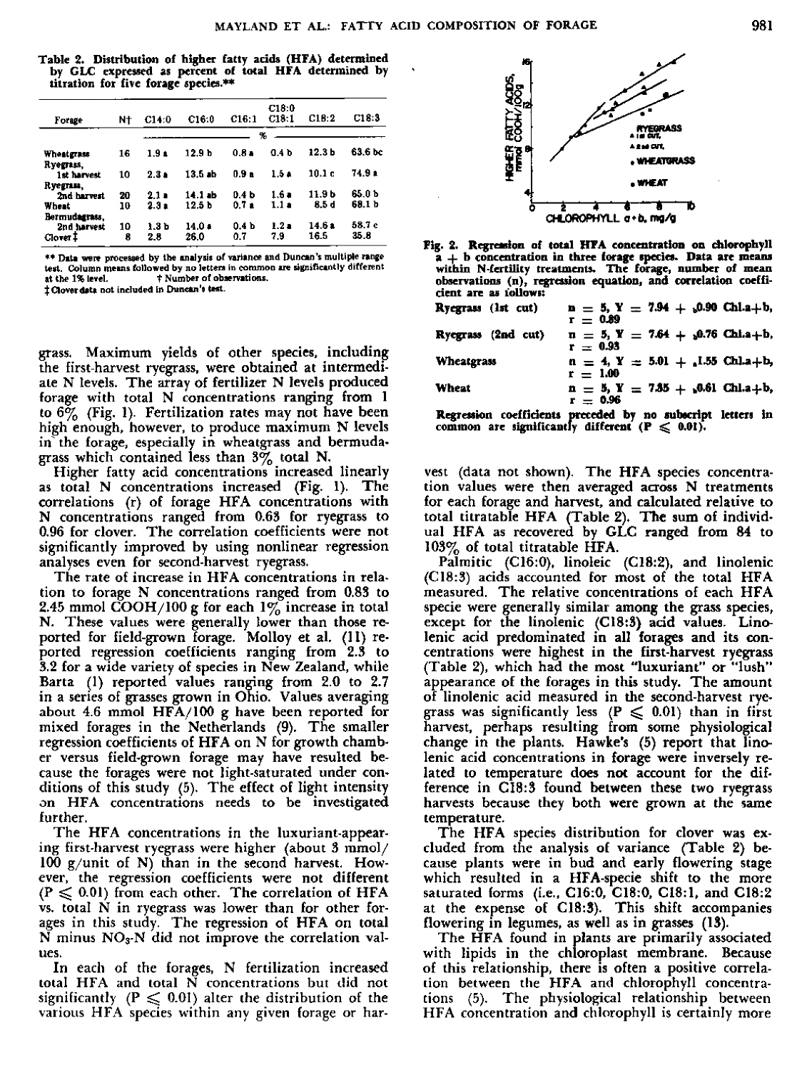Table 2. Distribution of higher fatty acids (HFA) determined by GLC expressed as percent of total HFA determined by titration for five forage species.**

| Forage | N† | C14:0 | C16:0 | C16:1 | C18:0 C18:1 | C18:2 | C18:3 |
|---|---|---|---|---|---|---|---|
| | | | | % | | | |
| Wheatgrass | 16 | 1.9 a | 12.9 b | 0.8 a | 0.4 b | 12.3 b | 63.6 bc |
| Ryegrass, 1st harvest | 10 | 2.3 a | 13.5 ab | 0.9 a | 1.5 a | 10.1 c | 74.9 a |
| Ryegrass, 2nd harvest | 20 | 2.1 a | 14.1 ab | 0.4 b | 1.6 a | 11.9 b | 65.0 b |
| Wheat | 10 | 2.3 a | 12.5 b | 0.7 a | 1.1 a | 8.5 d | 68.1 b |
| Bermudagrass, 2nd harvest | 10 | 1.3 b | 14.0 a | 0.4 b | 1.2 a | 14.6 a | 58.7 c |
| Clover‡ | 8 | 2.8 | 26.0 | 0.7 | 7.9 | 16.5 | 35.8 |

** Data were processed by the analysis of variance and Duncan's multiple range test. Column means followed by no letters in common are significantly different at the 1% level. † Number of observations.
‡ Clover data not included in Duncan's test.

grass. Maximum yields of other species, including the first-harvest ryegrass, were obtained at intermediate N levels. The array of fertilizer N levels produced forage with total N concentrations ranging from 1 to 6% (Fig. 1). Fertilization rates may not have been high enough, however, to produce maximum N levels in the forage, especially in wheatgrass and bermudagrass which contained less than 3% total N.

Higher fatty acid concentrations increased linearly as total N concentrations increased (Fig. 1). The correlations ($r$) of forage HFA concentrations with N concentrations ranged from 0.63 for ryegrass to 0.96 for clover. The correlation coefficients were not significantly improved by using nonlinear regression analyses even for second-harvest ryegrass.

The rate of increase in HFA concentrations in relation to forage N concentrations ranged from 0.83 to 2.45 mmol COOH/100 g for each 1% increase in total N. These values were generally lower than those reported for field-grown forage. Molloy et al. (11) reported regression coefficients ranging from 2.3 to 3.2 for a wide variety of species in New Zealand, while Barta (1) reported values ranging from 2.0 to 2.7 in a series of grasses grown in Ohio. Values averaging about 4.6 mmol HFA/100 g have been reported for mixed forages in the Netherlands (9). The smaller regression coefficients of HFA on N for growth chamber versus field-grown forage may have resulted because the forages were not light-saturated under conditions of this study (5). The effect of light intensity on HFA concentrations needs to be investigated further.

The HFA concentrations in the luxuriant-appearing first-harvest ryegrass were higher (about 3 mmol/100 g/unit of N) than in the second harvest. However, the regression coefficients were not different ($P \leq 0.01$) from each other. The correlation of HFA vs. total N in ryegrass was lower than for other forages in this study. The regression of HFA on total N minus $NO_3$-N did not improve the correlation values.

In each of the forages, N fertilization increased total HFA and total N concentrations but did not significantly ($P \leq 0.01$) alter the distribution of the various HFA species within any given forage or harvest (data not shown). The HFA species concentration values were then averaged across N treatments for each forage and harvest, and calculated relative to total titratable HFA (Table 2). The sum of individual HFA as recovered by GLC ranged from 84 to 103% of total titratable HFA.

Fig. 2. Regression of total HFA concentration on chlorophyll a + b concentration in three forage species. Data are means within N-fertility treatments. The forage, number of mean observations (n), regression equation, and correlation coefficient are as follows:

| | |
|---|---|
| Ryegrass (1st cut) | $n = 5$, $Y = 7.94 + {}_{a}0.90$ Chl.a+b, $r = 0.89$ |
| Ryegrass (2nd cut) | $n = 5$, $Y = 7.64 + {}_{a}0.76$ Chl.a+b, $r = 0.93$ |
| Wheatgrass | $n = 4$, $Y = 5.01 + {}_{a}1.55$ Chl.a+b, $r = 1.00$ |
| Wheat | $n = 5$, $Y = 7.85 + {}_{a}0.61$ Chl.a+b, $r = 0.96$ |

Regression coefficients preceded by no subscript letters in common are significantly different ($P \leq 0.01$).

Palmitic (C16:0), linoleic (C18:2), and linolenic (C18:3) acids accounted for most of the total HFA measured. The relative concentrations of each HFA specie were generally similar among the grass species, except for the linolenic (C18:3) acid values. Linolenic acid predominated in all forages and its concentrations were highest in the first-harvest ryegrass (Table 2), which had the most "luxuriant" or "lush" appearance of the forages in this study. The amount of linolenic acid measured in the second-harvest ryegrass was significantly less ($P \leq 0.01$) than in first harvest, perhaps resulting from some physiological change in the plants. Hawke's (5) report that linolenic acid concentrations in forage were inversely related to temperature does not account for the difference in C18:3 found between these two ryegrass harvests because they both were grown at the same temperature.

The HFA species distribution for clover was excluded from the analysis of variance (Table 2) because plants were in bud and early flowering stage which resulted in a HFA-specie shift to the more saturated forms (i.e., C16:0, C18:0, C18:1, and C18:2 at the expense of C18:3). This shift accompanies flowering in legumes, as well as in grasses (13).

The HFA found in plants are primarily associated with lipids in the chloroplast membrane. Because of this relationship, there is often a positive correlation between the HFA and chlorophyll concentrations (5). The physiological relationship between HFA concentration and chlorophyll is certainly more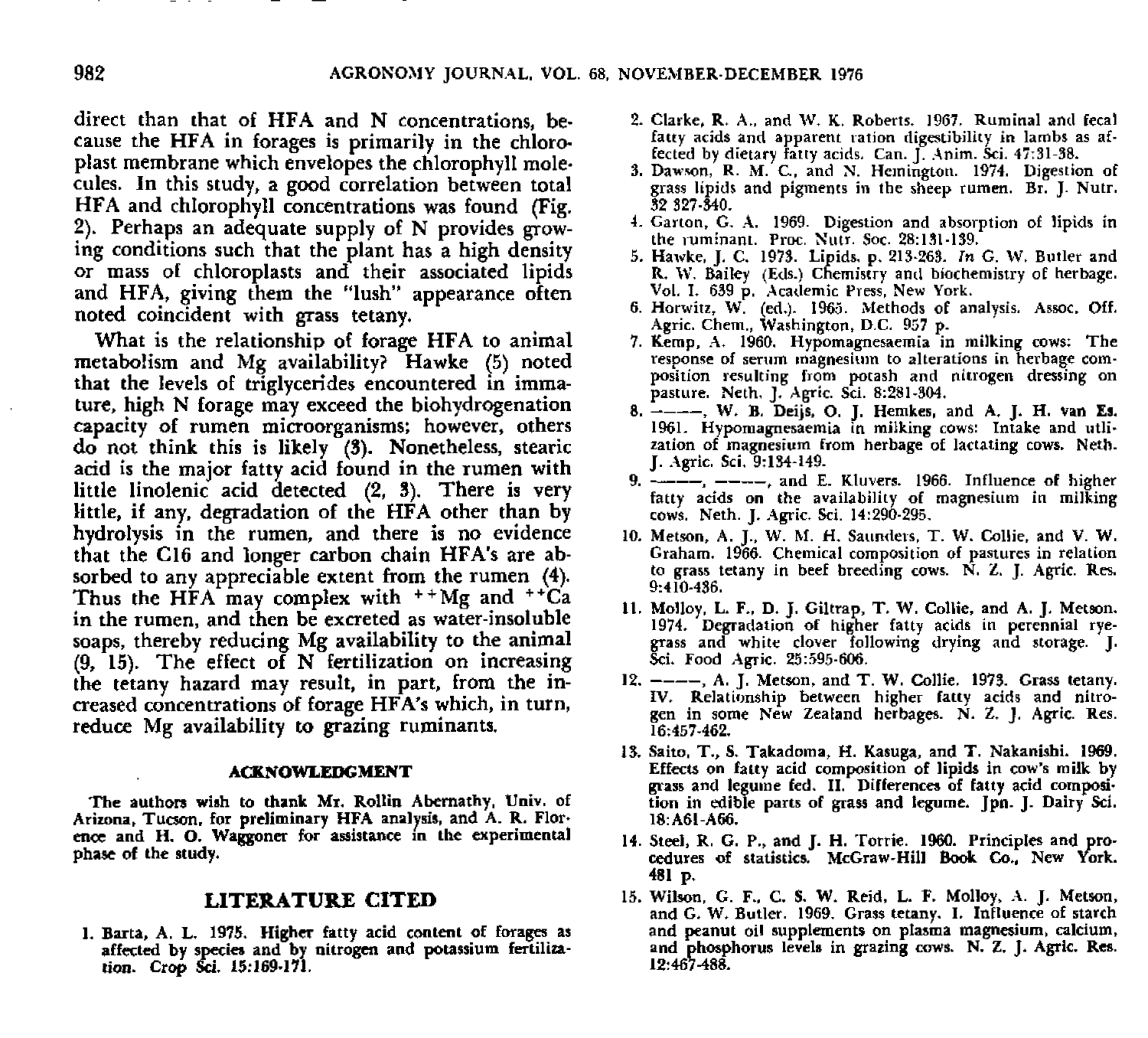direct than that of HFA and N concentrations, because the HFA in forages is primarily in the chloroplast membrane which envelopes the chlorophyll molecules. In this study, a good correlation between total HFA and chlorophyll concentrations was found (Fig. 2). Perhaps an adequate supply of N provides growing conditions such that the plant has a high density or mass of chloroplasts and their associated lipids and HFA, giving them the "lush" appearance often noted coincident with grass tetany.

What is the relationship of forage HFA to animal metabolism and Mg availability? Hawke (5) noted that the levels of triglycerides encountered in immature, high N forage may exceed the biohydrogenation capacity of rumen microorganisms; however, others do not think this is likely (3). Nonetheless, stearic acid is the major fatty acid found in the rumen with little linolenic acid detected (2, 3). There is very little, if any, degradation of the HFA other than by hydrolysis in the rumen, and there is no evidence that the C16 and longer carbon chain HFA's are absorbed to any appreciable extent from the rumen (4). Thus the HFA may complex with $^{++}$Mg and $^{++}$Ca in the rumen, and then be excreted as water-insoluble soaps, thereby reducing Mg availability to the animal (9, 15). The effect of N fertilization on increasing the tetany hazard may result, in part, from the increased concentrations of forage HFA's which, in turn, reduce Mg availability to grazing ruminants.

## ACKNOWLEDGMENT

The authors wish to thank Mr. Rollin Abernathy, Univ. of Arizona, Tucson, for preliminary HFA analysis, and A. R. Florence and H. O. Waggoner for assistance in the experimental phase of the study.

## LITERATURE CITED

1. Barta, A. L. 1975. Higher fatty acid content of forages as affected by species and by nitrogen and potassium fertilization. Crop Sci. 15:169-171.
2. Clarke, R. A., and W. K. Roberts. 1967. Ruminal and fecal fatty acids and apparent ration digestibility in lambs as affected by dietary fatty acids. Can. J. Anim. Sci. 47:31-38.
3. Dawson, R. M. C., and N. Hemington. 1974. Digestion of grass lipids and pigments in the sheep rumen. Br. J. Nutr. 32 327-340.
4. Garton, G. A. 1969. Digestion and absorption of lipids in the ruminant. Proc. Nutr. Soc. 28:131-139.
5. Hawke, J. C. 1973. Lipids. p. 213-263. *In* G. W. Butler and R. W. Bailey (Eds.) Chemistry and biochemistry of herbage. Vol. I. 639 p. Academic Press, New York.
6. Horwitz, W. (ed.). 1965. Methods of analysis. Assoc. Off. Agric. Chem., Washington, D.C. 957 p.
7. Kemp, A. 1960. Hypomagnesaemia in milking cows: The response of serum magnesium to alterations in herbage composition resulting from potash and nitrogen dressing on pasture. Neth. J. Agric. Sci. 8:281-304.
8. ———, W. B. Deijs, O. J. Hemkes, and A. J. H. van Es. 1961. Hypomagnesaemia in milking cows: Intake and utilization of magnesium from herbage of lactating cows. Neth. J. Agric. Sci. 9:134-149.
9. ———, ———, and E. Kluvers. 1966. Influence of higher fatty acids on the availability of magnesium in milking cows. Neth. J. Agric. Sci. 14:290-295.
10. Metson, A. J., W. M. H. Saunders, T. W. Collie, and V. W. Graham. 1966. Chemical composition of pastures in relation to grass tetany in beef breeding cows. N. Z. J. Agric. Res. 9:410-436.
11. Molloy, L. F., D. J. Giltrap, T. W. Collie, and A. J. Metson. 1974. Degradation of higher fatty acids in perennial ryegrass and white clover following drying and storage. J. Sci. Food Agric. 25:595-606.
12. ———, A. J. Metson, and T. W. Collie. 1973. Grass tetany. IV. Relationship between higher fatty acids and nitrogen in some New Zealand herbages. N. Z. J. Agric. Res. 16:457-462.
13. Saito, T., S. Takadoma, H. Kasuga, and T. Nakanishi. 1969. Effects on fatty acid composition of lipids in cow's milk by grass and legume fed. II. Differences of fatty acid composition in edible parts of grass and legume. Jpn. J. Dairy Sci. 18:A61-A66.
14. Steel, R. G. P., and J. H. Torrie. 1960. Principles and procedures of statistics. McGraw-Hill Book Co., New York. 481 p.
15. Wilson, G. F., C. S. W. Reid, L. F. Molloy, A. J. Metson, and G. W. Butler. 1969. Grass tetany. I. Influence of starch and peanut oil supplements on plasma magnesium, calcium, and phosphorus levels in grazing cows. N. Z. J. Agric. Res. 12:467-488.